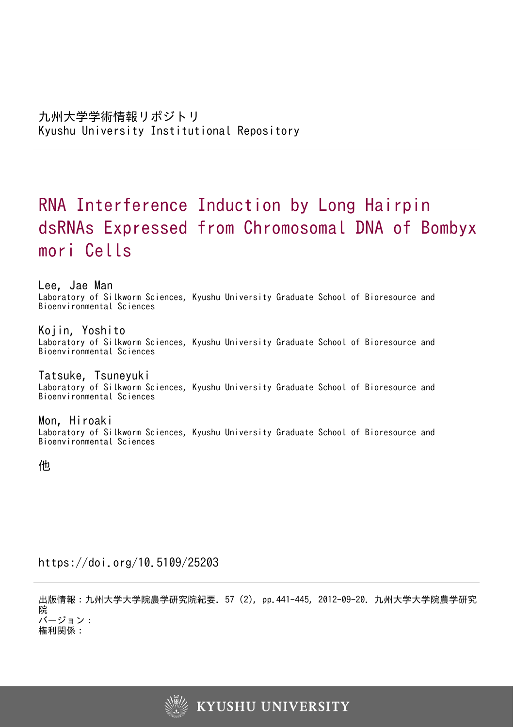九州大学学術情報リポジトリ
Kyushu University Institutional Repository

# RNA Interference Induction by Long Hairpin dsRNAs Expressed from Chromosomal DNA of Bombyx mori Cells

Lee, Jae Man
Laboratory of Silkworm Sciences, Kyushu University Graduate School of Bioresource and Bioenvironmental Sciences

Kojin, Yoshito
Laboratory of Silkworm Sciences, Kyushu University Graduate School of Bioresource and Bioenvironmental Sciences

Tatsuke, Tsuneyuki
Laboratory of Silkworm Sciences, Kyushu University Graduate School of Bioresource and Bioenvironmental Sciences

Mon, Hiroaki
Laboratory of Silkworm Sciences, Kyushu University Graduate School of Bioresource and Bioenvironmental Sciences

他

https://doi.org/10.5109/25203

出版情報：九州大学大学院農学研究院紀要. 57 (2), pp.441-445, 2012-09-20. 九州大学大学院農学研究院
バージョン：
権利関係：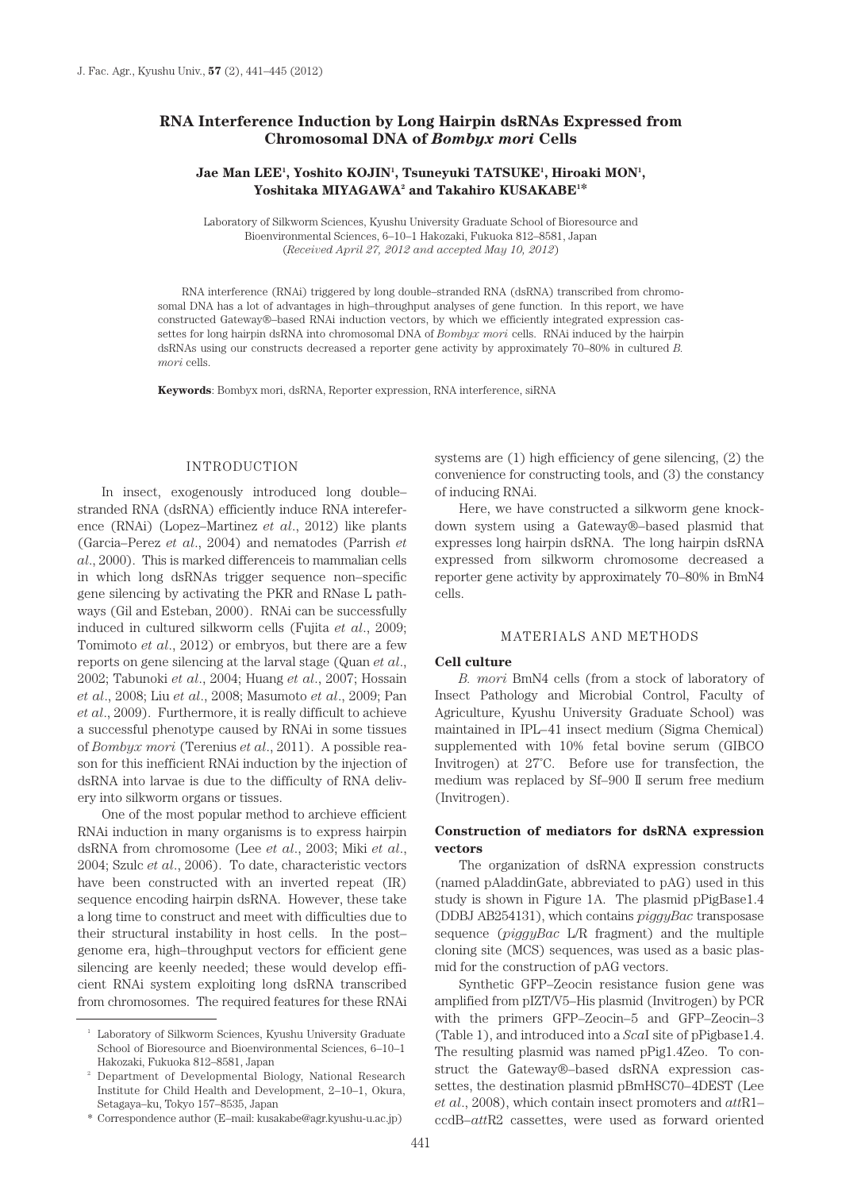# RNA Interference Induction by Long Hairpin dsRNAs Expressed from Chromosomal DNA of *Bombyx mori* Cells

**Jae Man LEE[1], Yoshito KOJIN[1], Tsuneyuki TATSUKE[1], Hiroaki MON[1], Yoshitaka MIYAGAWA[2] and Takahiro KUSAKABE[1]***

Laboratory of Silkworm Sciences, Kyushu University Graduate School of Bioresource and Bioenvironmental Sciences, 6–10–1 Hakozaki, Fukuoka 812–8581, Japan
(*Received April 27, 2012 and accepted May 10, 2012*)

RNA interference (RNAi) triggered by long double–stranded RNA (dsRNA) transcribed from chromosomal DNA has a lot of advantages in high–throughput analyses of gene function. In this report, we have constructed Gateway®–based RNAi induction vectors, by which we efficiently integrated expression cassettes for long hairpin dsRNA into chromosomal DNA of *Bombyx mori* cells. RNAi induced by the hairpin dsRNAs using our constructs decreased a reporter gene activity by approximately 70–80% in cultured *B. mori* cells.

**Keywords**: Bombyx mori, dsRNA, Reporter expression, RNA interference, siRNA

## INTRODUCTION

In insect, exogenously introduced long double–stranded RNA (dsRNA) efficiently induce RNA intereference (RNAi) (Lopez–Martinez *et al*., 2012) like plants (Garcia–Perez *et al*., 2004) and nematodes (Parrish *et al*., 2000). This is marked differenceis to mammalian cells in which long dsRNAs trigger sequence non–specific gene silencing by activating the PKR and RNase L pathways (Gil and Esteban, 2000). RNAi can be successfully induced in cultured silkworm cells (Fujita *et al*., 2009; Tomimoto *et al*., 2012) or embryos, but there are a few reports on gene silencing at the larval stage (Quan *et al*., 2002; Tabunoki *et al*., 2004; Huang *et al*., 2007; Hossain *et al*., 2008; Liu *et al*., 2008; Masumoto *et al*., 2009; Pan *et al*., 2009). Furthermore, it is really difficult to achieve a successful phenotype caused by RNAi in some tissues of *Bombyx mori* (Terenius *et al*., 2011). A possible reason for this inefficient RNAi induction by the injection of dsRNA into larvae is due to the difficulty of RNA delivery into silkworm organs or tissues.

One of the most popular method to archieve efficient RNAi induction in many organisms is to express hairpin dsRNA from chromosome (Lee *et al*., 2003; Miki *et al*., 2004; Szulc *et al*., 2006). To date, characteristic vectors have been constructed with an inverted repeat (IR) sequence encoding hairpin dsRNA. However, these take a long time to construct and meet with difficulties due to their structural instability in host cells. In the post–genome era, high–throughput vectors for efficient gene silencing are keenly needed; these would develop efficient RNAi system exploiting long dsRNA transcribed from chromosomes. The required features for these RNAi systems are (1) high efficiency of gene silencing, (2) the convenience for constructing tools, and (3) the constancy of inducing RNAi.

Here, we have constructed a silkworm gene knockdown system using a Gateway®–based plasmid that expresses long hairpin dsRNA. The long hairpin dsRNA expressed from silkworm chromosome decreased a reporter gene activity by approximately 70–80% in BmN4 cells.

## MATERIALS AND METHODS

### Cell culture

*B. mori* BmN4 cells (from a stock of laboratory of Insect Pathology and Microbial Control, Faculty of Agriculture, Kyushu University Graduate School) was maintained in IPL–41 insect medium (Sigma Chemical) supplemented with 10% fetal bovine serum (GIBCO Invitrogen) at 27°C. Before use for transfection, the medium was replaced by Sf–900 II serum free medium (Invitrogen).

### Construction of mediators for dsRNA expression vectors

The organization of dsRNA expression constructs (named pAladdinGate, abbreviated to pAG) used in this study is shown in Figure 1A. The plasmid pPigBase1.4 (DDBJ AB254131), which contains *piggyBac* transposase sequence (*piggyBac* L/R fragment) and the multiple cloning site (MCS) sequences, was used as a basic plasmid for the construction of pAG vectors.

Synthetic GFP–Zeocin resistance fusion gene was amplified from pIZT/V5–His plasmid (Invitrogen) by PCR with the primers GFP–Zeocin–5 and GFP–Zeocin–3 (Table 1), and introduced into a *Sca*I site of pPigbase1.4. The resulting plasmid was named pPig1.4Zeo. To construct the Gateway®–based dsRNA expression cassettes, the destination plasmid pBmHSC70–4DEST (Lee *et al*., 2008), which contain insect promoters and *att*R1–ccdB–*att*R2 cassettes, were used as forward oriented

[1] Laboratory of Silkworm Sciences, Kyushu University Graduate School of Bioresource and Bioenvironmental Sciences, 6–10–1 Hakozaki, Fukuoka 812–8581, Japan

[2] Department of Developmental Biology, National Research Institute for Child Health and Development, 2–10–1, Okura, Setagaya–ku, Tokyo 157–8535, Japan

\* Correspondence author (E–mail: kusakabe@agr.kyushu-u.ac.jp)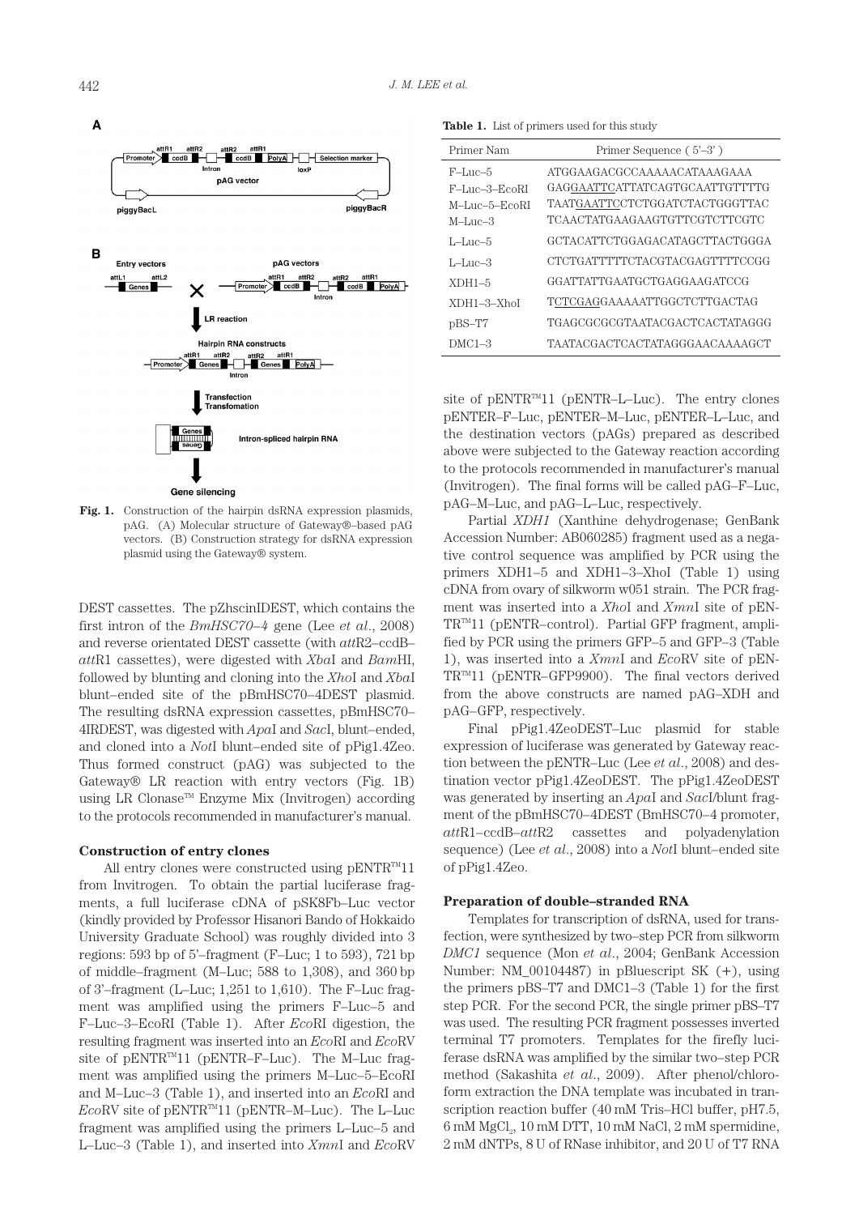**Fig. 1.** Construction of the hairpin dsRNA expression plasmids, pAG. (A) Molecular structure of Gateway®–based pAG vectors. (B) Construction strategy for dsRNA expression plasmid using the Gateway® system.

DEST cassettes. The pZhscinIDEST, which contains the first intron of the *BmHSC70–4* gene (Lee *et al*., 2008) and reverse orientated DEST cassette (with *att*R2–ccdB–*att*R1 cassettes), were digested with *Xba*I and *Bam*HI, followed by blunting and cloning into the *Xho*I and *Xba*I blunt–ended site of the pBmHSC70–4DEST plasmid. The resulting dsRNA expression cassettes, pBmHSC70–4IRDEST, was digested with *Apa*I and *Sac*I, blunt–ended, and cloned into a *Not*I blunt–ended site of pPig1.4Zeo. Thus formed construct (pAG) was subjected to the Gateway® LR reaction with entry vectors (Fig. 1B) using LR Clonase™ Enzyme Mix (Invitrogen) according to the protocols recommended in manufacturer's manual.

### Construction of entry clones

All entry clones were constructed using pENTR™11 from Invitrogen. To obtain the partial luciferase fragments, a full luciferase cDNA of pSK8Fb–Luc vector (kindly provided by Professor Hisanori Bando of Hokkaido University Graduate School) was roughly divided into 3 regions: 593 bp of 5'–fragment (F–Luc; 1 to 593), 721 bp of middle–fragment (M–Luc; 588 to 1,308), and 360 bp of 3'–fragment (L–Luc; 1,251 to 1,610). The F–Luc fragment was amplified using the primers F–Luc–5 and F–Luc–3–EcoRI (Table 1). After *Eco*RI digestion, the resulting fragment was inserted into an *Eco*RI and *Eco*RV site of pENTR™11 (pENTR–F–Luc). The M–Luc fragment was amplified using the primers M–Luc–5–EcoRI and M–Luc–3 (Table 1), and inserted into an *Eco*RI and *Eco*RV site of pENTR™11 (pENTR–M–Luc). The L–Luc fragment was amplified using the primers L–Luc–5 and L–Luc–3 (Table 1), and inserted into *Xmn*I and *Eco*RV site of pENTR™11 (pENTR–L–Luc). The entry clones pENTER–F–Luc, pENTER–M–Luc, pENTER–L–Luc, and the destination vectors (pAGs) prepared as described above were subjected to the Gateway reaction according to the protocols recommended in manufacturer's manual (Invitrogen). The final forms will be called pAG–F–Luc, pAG–M–Luc, and pAG–L–Luc, respectively.

**Table 1.** List of primers used for this study

| Primer Nam | Primer Sequence (5'–3') |
|---|---|
| F–Luc–5 | ATGGAAGACGCCAAAAACATAAAGAAA |
| F–Luc–3–EcoRI | GAGGAATTCATTATCAGTGCAATTGTTTTG |
| M–Luc–5–EcoRI | TAATGAATTCCTCTGGATCTACTGGGTTAC |
| M–Luc–3 | TCAACTATGAAGAAGTGTTCGTCTTCGTC |
| L–Luc–5 | GCTACATTCTGGAGACATAGCTTACTGGGA |
| L–Luc–3 | CTCTGATTTTTCTACGTACGAGTTTTCCGG |
| XDH1–5 | GGATTATTGAATGCTGAGGAAGATCCG |
| XDH1–3–XhoI | TCTCGAGGAAAAATTGGCTCTTGACTAG |
| pBS–T7 | TGAGCGCGCGTAATACGACTCACTATAGGG |
| DMC1–3 | TAATACGACTCACTATAGGGAACAAAAGCT |

Partial *XDH1* (Xanthine dehydrogenase; GenBank Accession Number: AB060285) fragment used as a negative control sequence was amplified by PCR using the primers XDH1–5 and XDH1–3–XhoI (Table 1) using cDNA from ovary of silkworm w051 strain. The PCR fragment was inserted into a *Xho*I and *Xmn*I site of pENTR™11 (pENTR–control). Partial GFP fragment, amplified by PCR using the primers GFP–5 and GFP–3 (Table 1), was inserted into a *Xmn*I and *Eco*RV site of pENTR™11 (pENTR–GFP9900). The final vectors derived from the above constructs are named pAG–XDH and pAG–GFP, respectively.

Final pPig1.4ZeoDEST–Luc plasmid for stable expression of luciferase was generated by Gateway reaction between the pENTR–Luc (Lee *et al*., 2008) and destination vector pPig1.4ZeoDEST. The pPig1.4ZeoDEST was generated by inserting an *Apa*I and *Sac*I/blunt fragment of the pBmHSC70–4DEST (BmHSC70–4 promoter, *att*R1–ccdB–*att*R2 cassettes and polyadenylation sequence) (Lee *et al*., 2008) into a *Not*I blunt–ended site of pPig1.4Zeo.

### Preparation of double–stranded RNA

Templates for transcription of dsRNA, used for transfection, were synthesized by two–step PCR from silkworm *DMC1* sequence (Mon *et al*., 2004; GenBank Accession Number: NM_00104487) in pBluescript SK (+), using the primers pBS–T7 and DMC1–3 (Table 1) for the first step PCR. For the second PCR, the single primer pBS–T7 was used. The resulting PCR fragment possesses inverted terminal T7 promoters. Templates for the firefly luciferase dsRNA was amplified by the similar two–step PCR method (Sakashita *et al*., 2009). After phenol/chloroform extraction the DNA template was incubated in transcription reaction buffer (40 mM Tris–HCl buffer, pH7.5, 6 mM $MgCl_2$, 10 mM DTT, 10 mM NaCl, 2 mM spermidine, 2 mM dNTPs, 8 U of RNase inhibitor, and 20 U of T7 RNA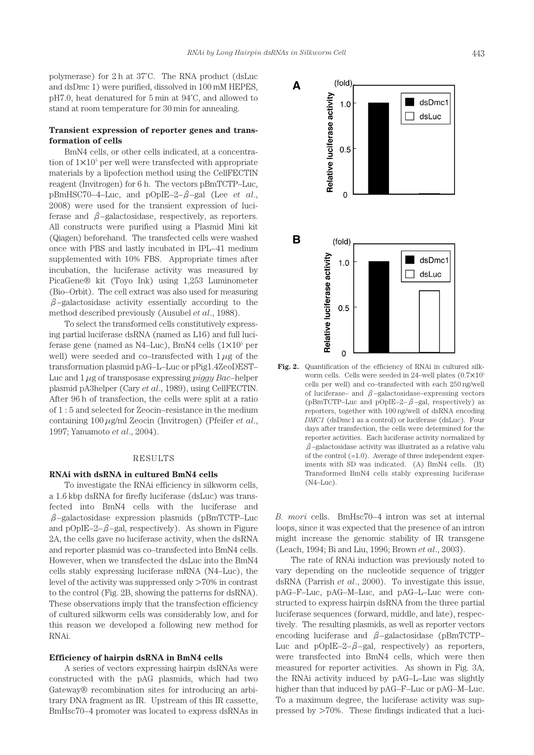polymerase) for 2 h at 37°C. The RNA product (dsLuc and dsDmc 1) were purified, dissolved in 100 mM HEPES, pH7.0, heat denatured for 5 min at 94°C, and allowed to stand at room temperature for 30 min for annealing.

**Transient expression of reporter genes and transformation of cells**

BmN4 cells, or other cells indicated, at a concentration of $1 \times 10^5$ per well were transfected with appropriate materials by a lipofection method using the CellFECTIN reagent (Invitrogen) for 6 h. The vectors pBmTCTP–Luc, pBmHSC70–4–Luc, and pOpIE–2–$\beta$–gal (Lee *et al.*, 2008) were used for the transient expression of luciferase and $\beta$–galactosidase, respectively, as reporters. All constructs were purified using a Plasmid Mini kit (Qiagen) beforehand. The transfected cells were washed once with PBS and lastly incubated in IPL–41 medium supplemented with 10% FBS. Appropriate times after incubation, the luciferase activity was measured by PicaGene® kit (Toyo Ink) using 1,253 Luminometer (Bio–Orbit). The cell extract was also used for measuring $\beta$–galactosidase activity essentially according to the method described previously (Ausubel *et al.*, 1988).

To select the transformed cells constitutively expressing partial luciferase dsRNA (named as L16) and full luciferase gene (named as N4–Luc), BmN4 cells ($1 \times 10^5$ per well) were seeded and co–transfected with 1 $\mu$g of the transformation plasmid pAG–L–Luc or pPig1.4ZeoDEST–Luc and 1 $\mu$g of transposase expressing *piggy Bac*–helper plasmid pA3helper (Cary *et al.*, 1989), using CellFECTIN. After 96 h of transfection, the cells were split at a ratio of 1 : 5 and selected for Zeocin–resistance in the medium containing 100 $\mu$g/ml Zeocin (Invitrogen) (Pfeifer *et al.*, 1997; Yamamoto *et al.*, 2004).

## RESULTS

**RNAi with dsRNA in cultured BmN4 cells**

To investigate the RNAi efficiency in silkworm cells, a 1.6 kbp dsRNA for firefly luciferase (dsLuc) was transfected into BmN4 cells with the luciferase and $\beta$–galactosidase expression plasmids (pBmTCTP–Luc and pOpIE–2–$\beta$–gal, respectively). As shown in Figure 2A, the cells gave no luciferase activity, when the dsRNA and reporter plasmid was co–transfected into BmN4 cells. However, when we transfected the dsLuc into the BmN4 cells stably expressing luciferase mRNA (N4–Luc), the level of the activity was suppressed only >70% in contrast to the control (Fig. 2B, showing the patterns for dsRNA). These observations imply that the transfection efficiency of cultured silkworm cells was considerably low, and for this reason we developed a following new method for RNAi.

**Efficiency of hairpin dsRNA in BmN4 cells**

A series of vectors expressing hairpin dsRNAs were constructed with the pAG plasmids, which had two Gateway® recombination sites for introducing an arbitrary DNA fragment as IR. Upstream of this IR cassette, BmHsc70–4 promoter was located to express dsRNAs in *B. mori* cells. BmHsc70–4 intron was set at internal loops, since it was expected that the presence of an intron might increase the genomic stability of IR transgene (Leach, 1994; Bi and Liu, 1996; Brown *et al.*, 2003).

The rate of RNAi induction was previously noted to vary depending on the nucleotide sequence of trigger dsRNA (Parrish *et al.*, 2000). To investigate this issue, pAG–F–Luc, pAG–M–Luc, and pAG–L–Luc were constructed to express hairpin dsRNA from the three partial luciferase sequences (forward, middle, and late), respectively. The resulting plasmids, as well as reporter vectors encoding luciferase and $\beta$–galactosidase (pBmTCTP–Luc and pOpIE–2–$\beta$–gal, respectively) as reporters, were transfected into BmN4 cells, which were then measured for reporter activities. As shown in Fig. 3A, the RNAi activity induced by pAG–L–Luc was slightly higher than that induced by pAG–F–Luc or pAG–M–Luc. To a maximum degree, the luciferase activity was suppressed by >70%. These findings indicated that a luci-

**Fig. 2.** Quantification of the efficiency of RNAi in cultured silkworm cells. Cells were seeded in 24–well plates ($0.7 \times 10^5$ cells per well) and co–transfected with each 250 ng/well of luciferase– and $\beta$–galactosidase–expressing vectors (pBmTCTP–Luc and pOpIE–2–$\beta$–gal, respectively) as reporters, together with 100 ng/well of dsRNA encoding *DMC1* (dsDmc1 as a control) or luciferase (dsLuc). Four days after transfection, the cells were determined for the reporter activities. Each luciferase activity normalized by $\beta$–galactosidase activity was illustrated as a relative valu of the control (=1.0). Average of three independent experiments with SD was indicated. (A) BmN4 cells. (B) Transformed BmN4 cells stably expressing luciferase (N4–Luc).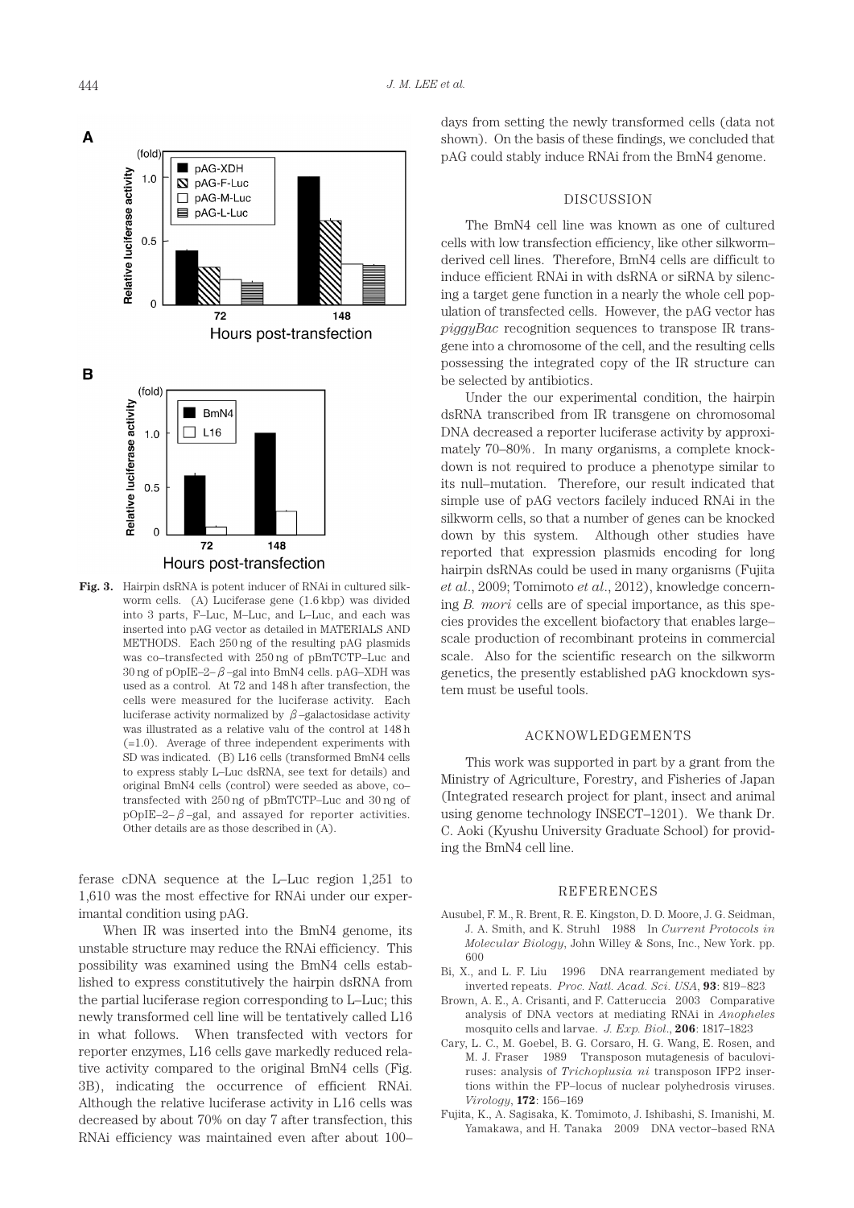**Fig. 3.** Hairpin dsRNA is potent inducer of RNAi in cultured silkworm cells. (A) Luciferase gene (1.6 kbp) was divided into 3 parts, F–Luc, M–Luc, and L–Luc, and each was inserted into pAG vector as detailed in MATERIALS AND METHODS. Each 250 ng of the resulting pAG plasmids was co–transfected with 250 ng of pBmTCTP–Luc and 30 ng of pOpIE–2–$\beta$–gal into BmN4 cells. pAG–XDH was used as a control. At 72 and 148 h after transfection, the cells were measured for the luciferase activity. Each luciferase activity normalized by $\beta$–galactosidase activity was illustrated as a relative valu of the control at 148 h (=1.0). Average of three independent experiments with SD was indicated. (B) L16 cells (transformed BmN4 cells to express stably L–Luc dsRNA, see text for details) and original BmN4 cells (control) were seeded as above, co–transfected with 250 ng of pBmTCTP–Luc and 30 ng of pOpIE–2–$\beta$–gal, and assayed for reporter activities. Other details are as those described in (A).

ferase cDNA sequence at the L–Luc region 1,251 to 1,610 was the most effective for RNAi under our experimantal condition using pAG.

When IR was inserted into the BmN4 genome, its unstable structure may reduce the RNAi efficiency. This possibility was examined using the BmN4 cells established to express constitutively the hairpin dsRNA from the partial luciferase region corresponding to L–Luc; this newly transformed cell line will be tentatively called L16 in what follows. When transfected with vectors for reporter enzymes, L16 cells gave markedly reduced relative activity compared to the original BmN4 cells (Fig. 3B), indicating the occurrence of efficient RNAi. Although the relative luciferase activity in L16 cells was decreased by about 70% on day 7 after transfection, this RNAi efficiency was maintained even after about 100–days from setting the newly transformed cells (data not shown). On the basis of these findings, we concluded that pAG could stably induce RNAi from the BmN4 genome.

## DISCUSSION

The BmN4 cell line was known as one of cultured cells with low transfection efficiency, like other silkworm–derived cell lines. Therefore, BmN4 cells are difficult to induce efficient RNAi in with dsRNA or siRNA by silencing a target gene function in a nearly the whole cell population of transfected cells. However, the pAG vector has *piggyBac* recognition sequences to transpose IR transgene into a chromosome of the cell, and the resulting cells possessing the integrated copy of the IR structure can be selected by antibiotics.

Under the our experimental condition, the hairpin dsRNA transcribed from IR transgene on chromosomal DNA decreased a reporter luciferase activity by approximately 70–80%. In many organisms, a complete knockdown is not required to produce a phenotype similar to its null–mutation. Therefore, our result indicated that simple use of pAG vectors facilely induced RNAi in the silkworm cells, so that a number of genes can be knocked down by this system. Although other studies have reported that expression plasmids encoding for long hairpin dsRNAs could be used in many organisms (Fujita *et al*., 2009; Tomimoto *et al*., 2012), knowledge concerning *B. mori* cells are of special importance, as this species provides the excellent biofactory that enables large–scale production of recombinant proteins in commercial scale. Also for the scientific research on the silkworm genetics, the presently established pAG knockdown system must be useful tools.

## ACKNOWLEDGEMENTS

This work was supported in part by a grant from the Ministry of Agriculture, Forestry, and Fisheries of Japan (Integrated research project for plant, insect and animal using genome technology INSECT–1201). We thank Dr. C. Aoki (Kyushu University Graduate School) for providing the BmN4 cell line.

## REFERENCES

Ausubel, F. M., R. Brent, R. E. Kingston, D. D. Moore, J. G. Seidman, J. A. Smith, and K. Struhl 1988 In *Current Protocols in Molecular Biology*, John Willey & Sons, Inc., New York. pp. 600

Bi, X., and L. F. Liu 1996 DNA rearrangement mediated by inverted repeats. *Proc. Natl. Acad. Sci. USA*, **93**: 819–823

Brown, A. E., A. Crisanti, and F. Catteruccia 2003 Comparative analysis of DNA vectors at mediating RNAi in *Anopheles* mosquito cells and larvae. *J. Exp. Biol*., **206**: 1817–1823

Cary, L. C., M. Goebel, B. G. Corsaro, H. G. Wang, E. Rosen, and M. J. Fraser 1989 Transposon mutagenesis of baculoviruses: analysis of *Trichoplusia ni* transposon IFP2 insertions within the FP–locus of nuclear polyhedrosis viruses. *Virology*, **172**: 156–169

Fujita, K., A. Sagisaka, K. Tomimoto, J. Ishibashi, S. Imanishi, M. Yamakawa, and H. Tanaka 2009 DNA vector–based RNA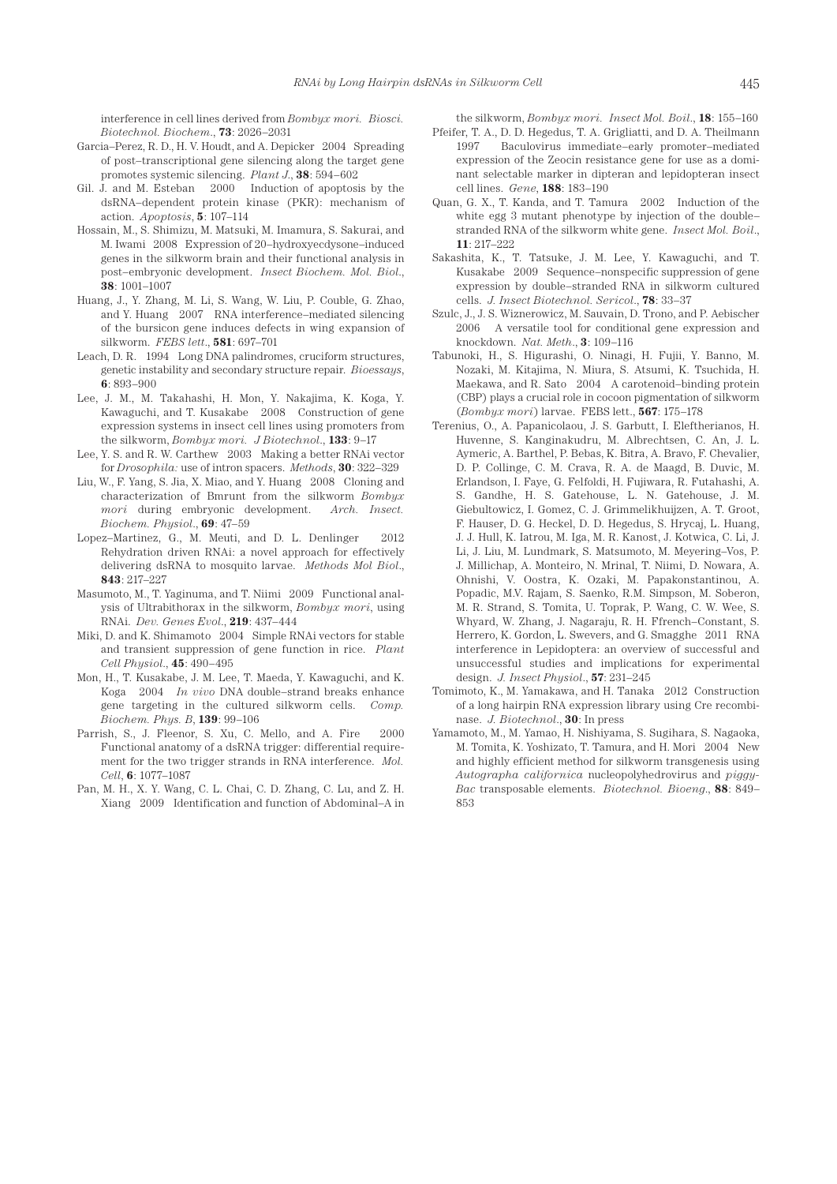interference in cell lines derived from *Bombyx mori*. *Biosci. Biotechnol. Biochem*., **73**: 2026–2031

Garcia–Perez, R. D., H. V. Houdt, and A. Depicker 2004 Spreading of post–transcriptional gene silencing along the target gene promotes systemic silencing. *Plant J*., **38**: 594–602

Gil. J. and M. Esteban 2000 Induction of apoptosis by the dsRNA–dependent protein kinase (PKR): mechanism of action. *Apoptosis*, **5**: 107–114

Hossain, M., S. Shimizu, M. Matsuki, M. Imamura, S. Sakurai, and M. Iwami 2008 Expression of 20–hydroxyecdysone–induced genes in the silkworm brain and their functional analysis in post–embryonic development. *Insect Biochem. Mol. Biol*., **38**: 1001–1007

Huang, J., Y. Zhang, M. Li, S. Wang, W. Liu, P. Couble, G. Zhao, and Y. Huang 2007 RNA interference–mediated silencing of the bursicon gene induces defects in wing expansion of silkworm. *FEBS lett*., **581**: 697–701

Leach, D. R. 1994 Long DNA palindromes, cruciform structures, genetic instability and secondary structure repair. *Bioessays*, **6**: 893–900

Lee, J. M., M. Takahashi, H. Mon, Y. Nakajima, K. Koga, Y. Kawaguchi, and T. Kusakabe 2008 Construction of gene expression systems in insect cell lines using promoters from the silkworm, *Bombyx mori*. *J Biotechnol*., **133**: 9–17

Lee, Y. S. and R. W. Carthew 2003 Making a better RNAi vector for *Drosophila:* use of intron spacers. *Methods*, **30**: 322–329

Liu, W., F. Yang, S. Jia, X. Miao, and Y. Huang 2008 Cloning and characterization of Bmrunt from the silkworm *Bombyx mori* during embryonic development. *Arch. Insect. Biochem. Physiol*., **69**: 47–59

Lopez–Martinez, G., M. Meuti, and D. L. Denlinger 2012 Rehydration driven RNAi: a novel approach for effectively delivering dsRNA to mosquito larvae. *Methods Mol Biol*., **843**: 217–227

Masumoto, M., T. Yaginuma, and T. Niimi 2009 Functional analysis of Ultrabithorax in the silkworm, *Bombyx mori*, using RNAi. *Dev. Genes Evol*., **219**: 437–444

Miki, D. and K. Shimamoto 2004 Simple RNAi vectors for stable and transient suppression of gene function in rice. *Plant Cell Physiol*., **45**: 490–495

Mon, H., T. Kusakabe, J. M. Lee, T. Maeda, Y. Kawaguchi, and K. Koga 2004 *In vivo* DNA double–strand breaks enhance gene targeting in the cultured silkworm cells. *Comp. Biochem. Phys. B*, **139**: 99–106

Parrish, S., J. Fleenor, S. Xu, C. Mello, and A. Fire 2000 Functional anatomy of a dsRNA trigger: differential requirement for the two trigger strands in RNA interference. *Mol. Cell*, **6**: 1077–1087

Pan, M. H., X. Y. Wang, C. L. Chai, C. D. Zhang, C. Lu, and Z. H. Xiang 2009 Identification and function of Abdominal–A in the silkworm, *Bombyx mori*. *Insect Mol. Boil*., **18**: 155–160

Pfeifer, T. A., D. D. Hegedus, T. A. Grigliatti, and D. A. Theilmann 1997 Baculovirus immediate–early promoter–mediated expression of the Zeocin resistance gene for use as a dominant selectable marker in dipteran and lepidopteran insect cell lines. *Gene*, **188**: 183–190

Quan, G. X., T. Kanda, and T. Tamura 2002 Induction of the white egg 3 mutant phenotype by injection of the double–stranded RNA of the silkworm white gene. *Insect Mol. Boil*., **11**: 217–222

Sakashita, K., T. Tatsuke, J. M. Lee, Y. Kawaguchi, and T. Kusakabe 2009 Sequence–nonspecific suppression of gene expression by double–stranded RNA in silkworm cultured cells. *J. Insect Biotechnol. Sericol*., **78**: 33–37

Szulc, J., J. S. Wiznerowicz, M. Sauvain, D. Trono, and P. Aebischer 2006 A versatile tool for conditional gene expression and knockdown. *Nat. Meth*., **3**: 109–116

Tabunoki, H., S. Higurashi, O. Ninagi, H. Fujii, Y. Banno, M. Nozaki, M. Kitajima, N. Miura, S. Atsumi, K. Tsuchida, H. Maekawa, and R. Sato 2004 A carotenoid–binding protein (CBP) plays a crucial role in cocoon pigmentation of silkworm (*Bombyx mori*) larvae. FEBS lett., **567**: 175–178

Terenius, O., A. Papanicolaou, J. S. Garbutt, I. Eleftherianos, H. Huvenne, S. Kanginakudru, M. Albrechtsen, C. An, J. L. Aymeric, A. Barthel, P. Bebas, K. Bitra, A. Bravo, F. Chevalier, D. P. Collinge, C. M. Crava, R. A. de Maagd, B. Duvic, M. Erlandson, I. Faye, G. Felfoldi, H. Fujiwara, R. Futahashi, A. S. Gandhe, H. S. Gatehouse, L. N. Gatehouse, J. M. Giebultowicz, I. Gomez, C. J. Grimmelikhuijzen, A. T. Groot, F. Hauser, D. G. Heckel, D. D. Hegedus, S. Hrycaj, L. Huang, J. J. Hull, K. Iatrou, M. Iga, M. R. Kanost, J. Kotwica, C. Li, J. Li, J. Liu, M. Lundmark, S. Matsumoto, M. Meyering–Vos, P. J. Millichap, A. Monteiro, N. Mrinal, T. Niimi, D. Nowara, A. Ohnishi, V. Oostra, K. Ozaki, M. Papakonstantinou, A. Popadic, M.V. Rajam, S. Saenko, R.M. Simpson, M. Soberon, M. R. Strand, S. Tomita, U. Toprak, P. Wang, C. W. Wee, S. Whyard, W. Zhang, J. Nagaraju, R. H. Ffrench–Constant, S. Herrero, K. Gordon, L. Swevers, and G. Smagghe 2011 RNA interference in Lepidoptera: an overview of successful and unsuccessful studies and implications for experimental design. *J. Insect Physiol*., **57**: 231–245

Tomimoto, K., M. Yamakawa, and H. Tanaka 2012 Construction of a long hairpin RNA expression library using Cre recombinase. *J. Biotechnol*., **30**: In press

Yamamoto, M., M. Yamao, H. Nishiyama, S. Sugihara, S. Nagaoka, M. Tomita, K. Yoshizato, T. Tamura, and H. Mori 2004 New and highly efficient method for silkworm transgenesis using *Autographa californica* nucleopolyhedrovirus and *piggyBac* transposable elements. *Biotechnol. Bioeng*., **88**: 849–853